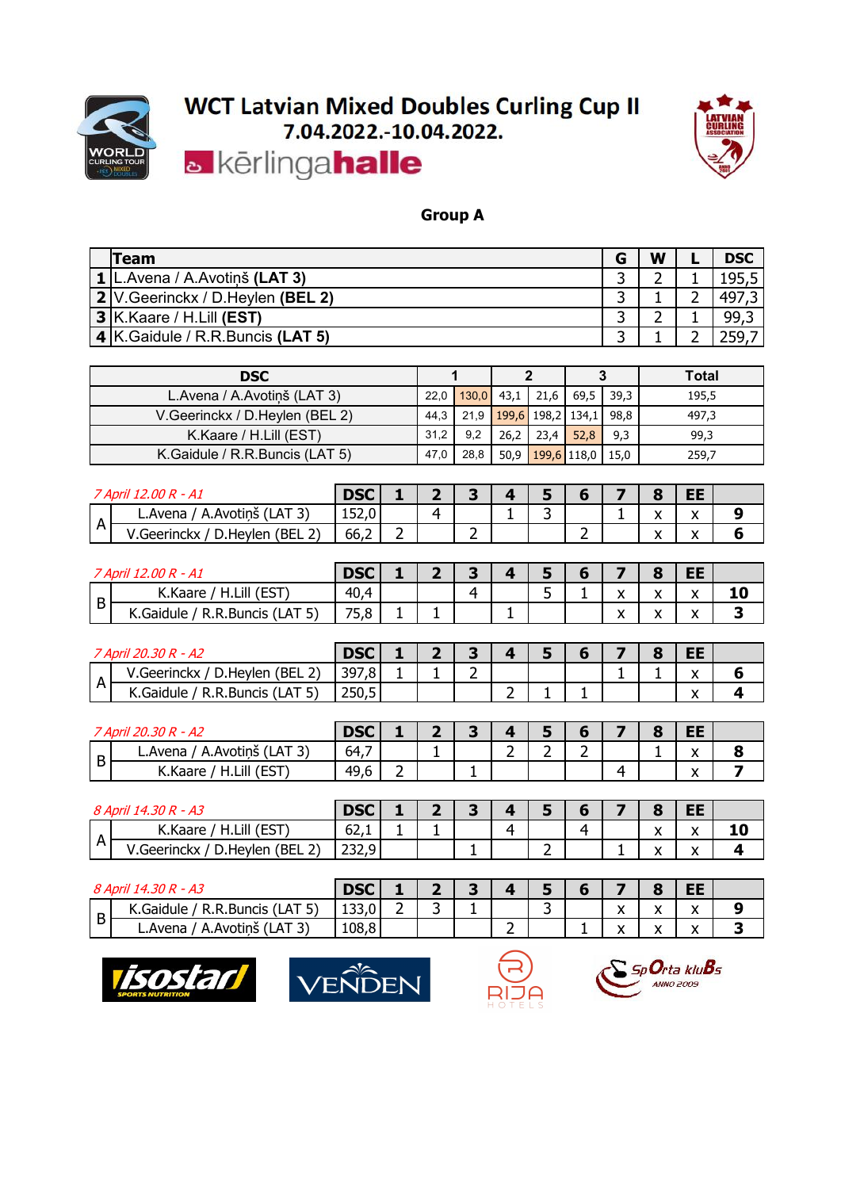# WCT Latvian Mixed Doubles Curling Cup II

## 7.04.2022.-10.04.2022.

kērlingahalle

### Group A

| | Team | G | W | L | DSC |
|---|---|---|---|---|---|
| 1 | L.Avena / A.Avotiņš **(LAT 3)** | 3 | 2 | 1 | 195,5 |
| 2 | V.Geerinckx / D.Heylen **(BEL 2)** | 3 | 1 | 2 | 497,3 |
| 3 | K.Kaare / H.Lill **(EST)** | 3 | 2 | 1 | 99,3 |
| 4 | K.Gaidule / R.R.Buncis **(LAT 5)** | 3 | 1 | 2 | 259,7 |

| DSC | 1 | | 2 | | 3 | | Total |
|---|---|---|---|---|---|---|---|
| L.Avena / A.Avotiņš (LAT 3) | 22,0 | 130,0 | 43,1 | 21,6 | 69,5 | 39,3 | 195,5 |
| V.Geerinckx / D.Heylen (BEL 2) | 44,3 | 21,9 | 199,6 | 198,2 | 134,1 | 98,8 | 497,3 |
| K.Kaare / H.Lill (EST) | 31,2 | 9,2 | 26,2 | 23,4 | 52,8 | 9,3 | 99,3 |
| K.Gaidule / R.R.Buncis (LAT 5) | 47,0 | 28,8 | 50,9 | 199,6 | 118,0 | 15,0 | 259,7 |

| | *7 April 12.00 R - A1* | DSC | 1 | 2 | 3 | 4 | 5 | 6 | 7 | 8 | EE | |
|---|---|---|---|---|---|---|---|---|---|---|---|---|
| A | L.Avena / A.Avotiņš (LAT 3) | 152,0 | | 4 | | 1 | 3 | | 1 | x | x | **9** |
| | V.Geerinckx / D.Heylen (BEL 2) | 66,2 | 2 | | 2 | | | 2 | | x | x | **6** |

| | *7 April 12.00 R - A1* | DSC | 1 | 2 | 3 | 4 | 5 | 6 | 7 | 8 | EE | |
|---|---|---|---|---|---|---|---|---|---|---|---|---|
| B | K.Kaare / H.Lill (EST) | 40,4 | | | 4 | | 5 | 1 | x | x | x | **10** |
| | K.Gaidule / R.R.Buncis (LAT 5) | 75,8 | 1 | 1 | | 1 | | | x | x | x | **3** |

| | *7 April 20.30 R - A2* | DSC | 1 | 2 | 3 | 4 | 5 | 6 | 7 | 8 | EE | |
|---|---|---|---|---|---|---|---|---|---|---|---|---|
| A | V.Geerinckx / D.Heylen (BEL 2) | 397,8 | 1 | 1 | 2 | | | | 1 | 1 | x | **6** |
| | K.Gaidule / R.R.Buncis (LAT 5) | 250,5 | | | | 2 | 1 | 1 | | | x | **4** |

| | *7 April 20.30 R - A2* | DSC | 1 | 2 | 3 | 4 | 5 | 6 | 7 | 8 | EE | |
|---|---|---|---|---|---|---|---|---|---|---|---|---|
| B | L.Avena / A.Avotiņš (LAT 3) | 64,7 | | 1 | | 2 | 2 | 2 | | 1 | x | **8** |
| | K.Kaare / H.Lill (EST) | 49,6 | 2 | | 1 | | | | 4 | | x | **7** |

| | *8 April 14.30 R - A3* | DSC | 1 | 2 | 3 | 4 | 5 | 6 | 7 | 8 | EE | |
|---|---|---|---|---|---|---|---|---|---|---|---|---|
| A | K.Kaare / H.Lill (EST) | 62,1 | 1 | 1 | | 4 | | 4 | | x | x | **10** |
| | V.Geerinckx / D.Heylen (BEL 2) | 232,9 | | | 1 | | 2 | | 1 | x | x | **4** |

| | *8 April 14.30 R - A3* | DSC | 1 | 2 | 3 | 4 | 5 | 6 | 7 | 8 | EE | |
|---|---|---|---|---|---|---|---|---|---|---|---|---|
| B | K.Gaidule / R.R.Buncis (LAT 5) | 133,0 | 2 | 3 | 1 | | 3 | | x | x | x | **9** |
| | L.Avena / A.Avotiņš (LAT 3) | 108,8 | | | | 2 | | 1 | x | x | x | **3** |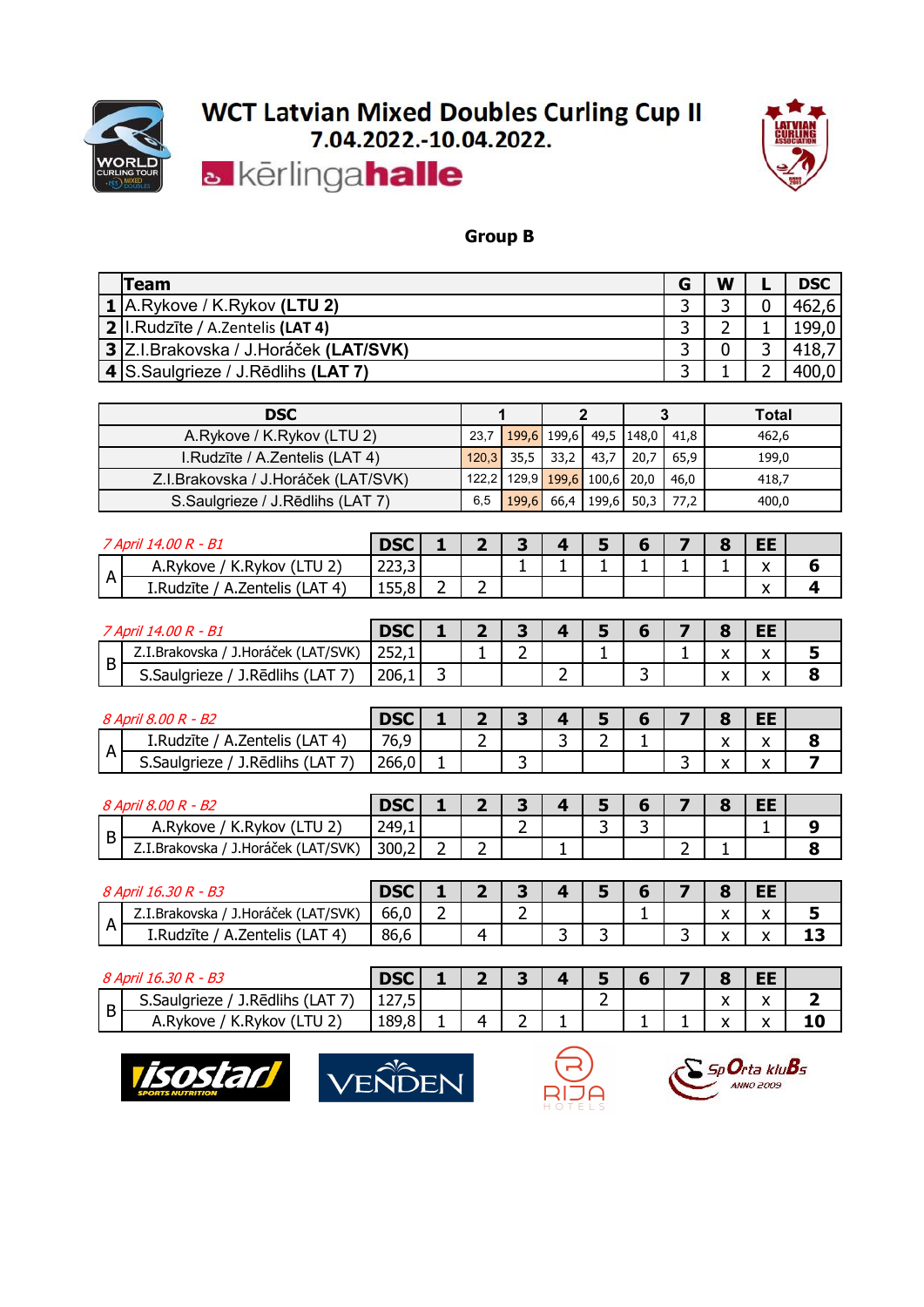# WCT Latvian Mixed Doubles Curling Cup II

## 7.04.2022.-10.04.2022.

kērlingahalle

### Group B

| | Team | G | W | L | DSC |
|---|---|---|---|---|---|
| 1 | A.Rykove / K.Rykov **(LTU 2)** | 3 | 3 | 0 | 462,6 |
| 2 | I.Rudzīte / A.Zentelis **(LAT 4)** | 3 | 2 | 1 | 199,0 |
| 3 | Z.I.Brakovska / J.Horáček **(LAT/SVK)** | 3 | 0 | 3 | 418,7 |
| 4 | S.Saulgrieze / J.Rēdlihs **(LAT 7)** | 3 | 1 | 2 | 400,0 |

| DSC | 1 | | 2 | | 3 | | Total |
|---|---|---|---|---|---|---|---|
| A.Rykove / K.Rykov (LTU 2) | 23,7 | 199,6 | 199,6 | 49,5 | 148,0 | 41,8 | 462,6 |
| I.Rudzīte / A.Zentelis (LAT 4) | 120,3 | 35,5 | 33,2 | 43,7 | 20,7 | 65,9 | 199,0 |
| Z.I.Brakovska / J.Horáček (LAT/SVK) | 122,2 | 129,9 | 199,6 | 100,6 | 20,0 | 46,0 | 418,7 |
| S.Saulgrieze / J.Rēdlihs (LAT 7) | 6,5 | 199,6 | 66,4 | 199,6 | 50,3 | 77,2 | 400,0 |

| *7 April 14.00 R - B1* | | DSC | 1 | 2 | 3 | 4 | 5 | 6 | 7 | 8 | EE | |
|---|---|---|---|---|---|---|---|---|---|---|---|---|
| A | A.Rykove / K.Rykov (LTU 2) | 223,3 | | | 1 | 1 | 1 | 1 | 1 | 1 | x | **6** |
| | I.Rudzīte / A.Zentelis (LAT 4) | 155,8 | 2 | 2 | | | | | | | x | **4** |

| *7 April 14.00 R - B1* | | DSC | 1 | 2 | 3 | 4 | 5 | 6 | 7 | 8 | EE | |
|---|---|---|---|---|---|---|---|---|---|---|---|---|
| B | Z.I.Brakovska / J.Horáček (LAT/SVK) | 252,1 | | 1 | 2 | | 1 | | 1 | x | x | **5** |
| | S.Saulgrieze / J.Rēdlihs (LAT 7) | 206,1 | 3 | | | 2 | | 3 | | x | x | **8** |

| *8 April 8.00 R - B2* | | DSC | 1 | 2 | 3 | 4 | 5 | 6 | 7 | 8 | EE | |
|---|---|---|---|---|---|---|---|---|---|---|---|---|
| A | I.Rudzīte / A.Zentelis (LAT 4) | 76,9 | | 2 | | 3 | 2 | 1 | | x | x | **8** |
| | S.Saulgrieze / J.Rēdlihs (LAT 7) | 266,0 | 1 | | 3 | | | | 3 | x | x | **7** |

| *8 April 8.00 R - B2* | | DSC | 1 | 2 | 3 | 4 | 5 | 6 | 7 | 8 | EE | |
|---|---|---|---|---|---|---|---|---|---|---|---|---|
| B | A.Rykove / K.Rykov (LTU 2) | 249,1 | | | 2 | | 3 | 3 | | | 1 | **9** |
| | Z.I.Brakovska / J.Horáček (LAT/SVK) | 300,2 | 2 | 2 | | 1 | | | 2 | 1 | | **8** |

| *8 April 16.30 R - B3* | | DSC | 1 | 2 | 3 | 4 | 5 | 6 | 7 | 8 | EE | |
|---|---|---|---|---|---|---|---|---|---|---|---|---|
| A | Z.I.Brakovska / J.Horáček (LAT/SVK) | 66,0 | 2 | | 2 | | | 1 | | x | x | **5** |
| | I.Rudzīte / A.Zentelis (LAT 4) | 86,6 | | 4 | | 3 | 3 | | 3 | x | x | **13** |

| *8 April 16.30 R - B3* | | DSC | 1 | 2 | 3 | 4 | 5 | 6 | 7 | 8 | EE | |
|---|---|---|---|---|---|---|---|---|---|---|---|---|
| B | S.Saulgrieze / J.Rēdlihs (LAT 7) | 127,5 | | | | | 2 | | | x | x | **2** |
| | A.Rykove / K.Rykov (LTU 2) | 189,8 | 1 | 4 | 2 | 1 | | 1 | 1 | x | x | **10** |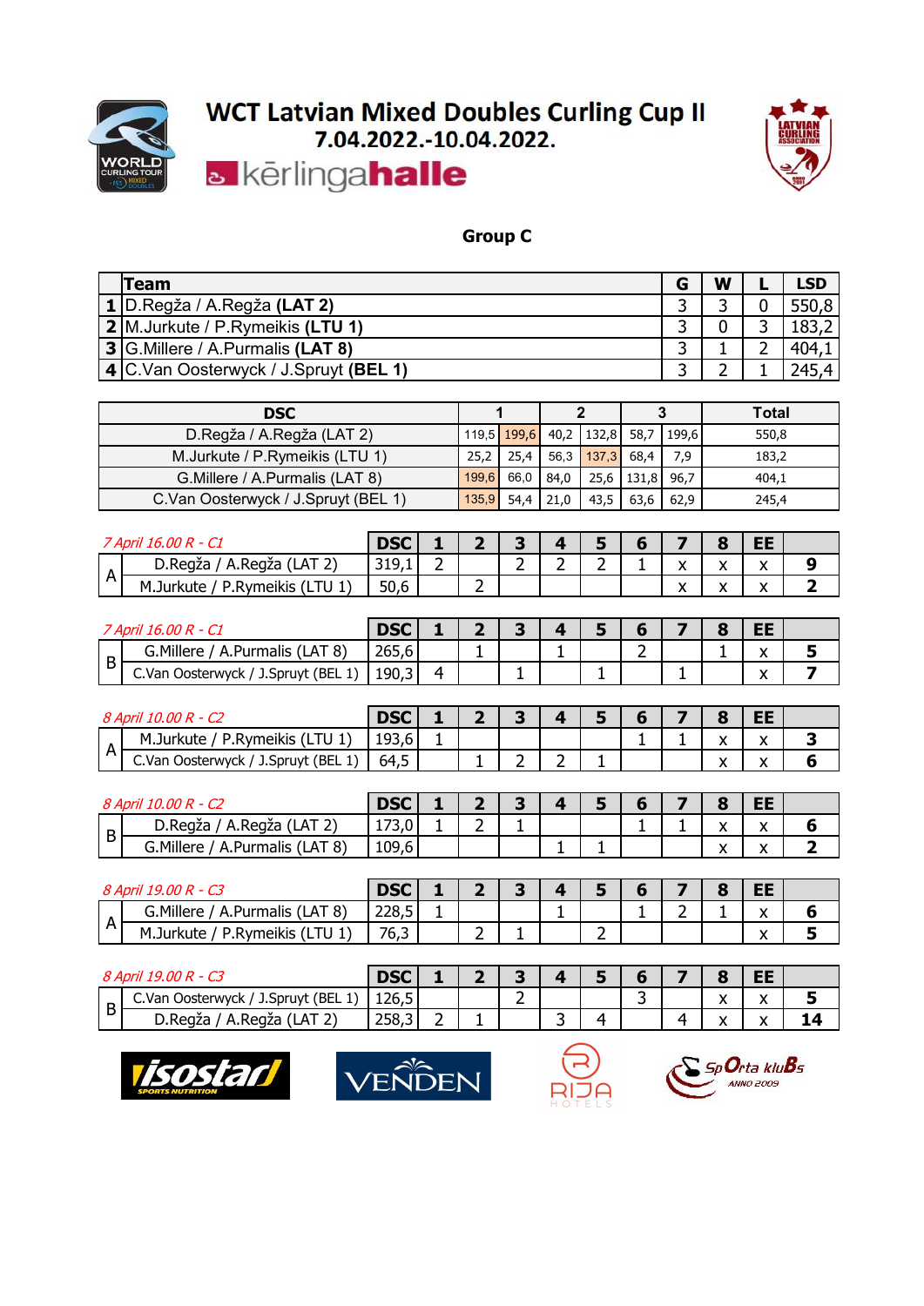# WCT Latvian Mixed Doubles Curling Cup II

7.04.2022.-10.04.2022.

kērlingahalle

## Group C

| | Team | G | W | L | LSD |
|---|---|---|---|---|---|
| 1 | D.Regža / A.Regža **(LAT 2)** | 3 | 3 | 0 | 550,8 |
| 2 | M.Jurkute / P.Rymeikis **(LTU 1)** | 3 | 0 | 3 | 183,2 |
| 3 | G.Millere / A.Purmalis **(LAT 8)** | 3 | 1 | 2 | 404,1 |
| 4 | C.Van Oosterwyck / J.Spruyt **(BEL 1)** | 3 | 2 | 1 | 245,4 |

| DSC | 1 | | 2 | | 3 | | Total |
|---|---|---|---|---|---|---|---|
| D.Regža / A.Regža (LAT 2) | 119,5 | 199,6 | 40,2 | 132,8 | 58,7 | 199,6 | 550,8 |
| M.Jurkute / P.Rymeikis (LTU 1) | 25,2 | 25,4 | 56,3 | 137,3 | 68,4 | 7,9 | 183,2 |
| G.Millere / A.Purmalis (LAT 8) | 199,6 | 66,0 | 84,0 | 25,6 | 131,8 | 96,7 | 404,1 |
| C.Van Oosterwyck / J.Spruyt (BEL 1) | 135,9 | 54,4 | 21,0 | 43,5 | 63,6 | 62,9 | 245,4 |

| | *7 April 16.00 R - C1* | DSC | 1 | 2 | 3 | 4 | 5 | 6 | 7 | 8 | EE | |
|---|---|---|---|---|---|---|---|---|---|---|---|---|
| A | D.Regža / A.Regža (LAT 2) | 319,1 | 2 | | 2 | 2 | 2 | 1 | x | x | x | 9 |
| | M.Jurkute / P.Rymeikis (LTU 1) | 50,6 | | 2 | | | | | x | x | x | 2 |

| | *7 April 16.00 R - C1* | DSC | 1 | 2 | 3 | 4 | 5 | 6 | 7 | 8 | EE | |
|---|---|---|---|---|---|---|---|---|---|---|---|---|
| B | G.Millere / A.Purmalis (LAT 8) | 265,6 | | 1 | | 1 | | 2 | | 1 | x | 5 |
| | C.Van Oosterwyck / J.Spruyt (BEL 1) | 190,3 | 4 | | 1 | | 1 | | 1 | | x | 7 |

| | *8 April 10.00 R - C2* | DSC | 1 | 2 | 3 | 4 | 5 | 6 | 7 | 8 | EE | |
|---|---|---|---|---|---|---|---|---|---|---|---|---|
| A | M.Jurkute / P.Rymeikis (LTU 1) | 193,6 | 1 | | | | | 1 | 1 | x | x | 3 |
| | C.Van Oosterwyck / J.Spruyt (BEL 1) | 64,5 | | 1 | 2 | 2 | 1 | | | x | x | 6 |

| | *8 April 10.00 R - C2* | DSC | 1 | 2 | 3 | 4 | 5 | 6 | 7 | 8 | EE | |
|---|---|---|---|---|---|---|---|---|---|---|---|---|
| B | D.Regža / A.Regža (LAT 2) | 173,0 | 1 | 2 | 1 | | | 1 | 1 | x | x | 6 |
| | G.Millere / A.Purmalis (LAT 8) | 109,6 | | | | 1 | 1 | | | x | x | 2 |

| | *8 April 19.00 R - C3* | DSC | 1 | 2 | 3 | 4 | 5 | 6 | 7 | 8 | EE | |
|---|---|---|---|---|---|---|---|---|---|---|---|---|
| A | G.Millere / A.Purmalis (LAT 8) | 228,5 | 1 | | | 1 | | 1 | 2 | 1 | x | 6 |
| | M.Jurkute / P.Rymeikis (LTU 1) | 76,3 | | 2 | 1 | | 2 | | | | x | 5 |

| | *8 April 19.00 R - C3* | DSC | 1 | 2 | 3 | 4 | 5 | 6 | 7 | 8 | EE | |
|---|---|---|---|---|---|---|---|---|---|---|---|---|
| B | C.Van Oosterwyck / J.Spruyt (BEL 1) | 126,5 | | | 2 | | | 3 | | x | x | 5 |
| | D.Regža / A.Regža (LAT 2) | 258,3 | 2 | 1 | | 3 | 4 | | 4 | x | x | 14 |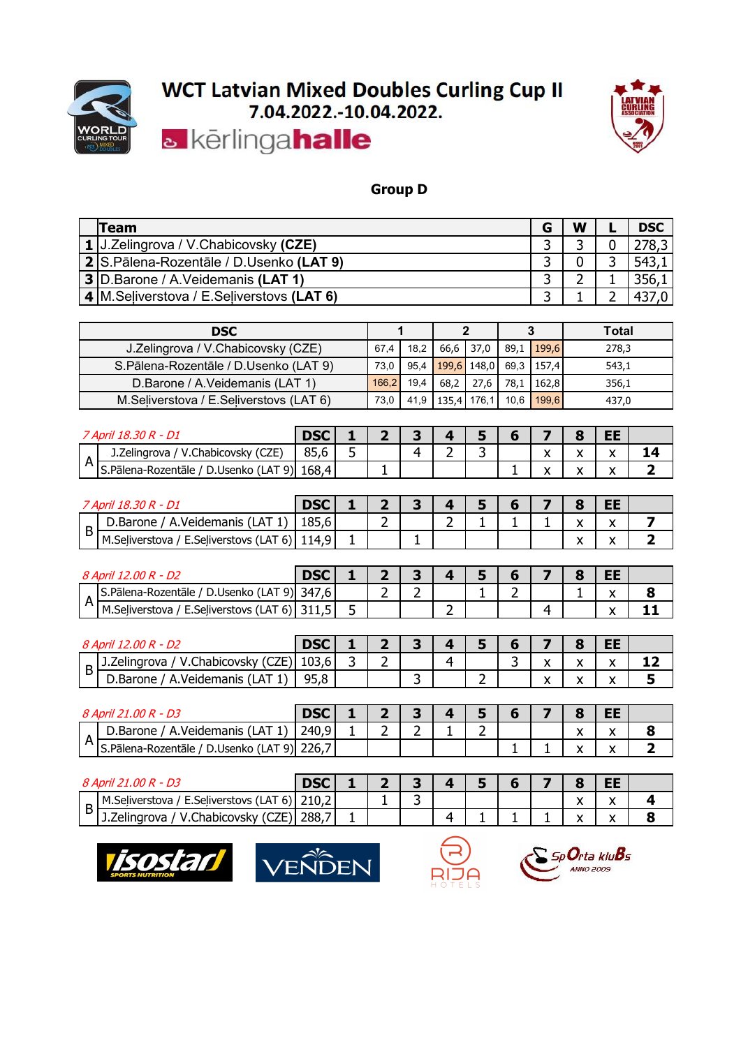# WCT Latvian Mixed Doubles Curling Cup II
## 7.04.2022.-10.04.2022.

kērlingahalle

### Group D

| | Team | G | W | L | DSC |
|---|---|---|---|---|---|
| 1 | J.Zelingrova / V.Chabicovsky **(CZE)** | 3 | 3 | 0 | 278,3 |
| 2 | S.Pālena-Rozentāle / D.Usenko **(LAT 9)** | 3 | 0 | 3 | 543,1 |
| 3 | D.Barone / A.Veidemanis **(LAT 1)** | 3 | 2 | 1 | 356,1 |
| 4 | M.Seļiverstova / E.Seļiverstovs **(LAT 6)** | 3 | 1 | 2 | 437,0 |

| DSC | 1 | | 2 | | 3 | | Total |
|---|---|---|---|---|---|---|---|
| J.Zelingrova / V.Chabicovsky (CZE) | 67,4 | 18,2 | 66,6 | 37,0 | 89,1 | 199,6 | 278,3 |
| S.Pālena-Rozentāle / D.Usenko (LAT 9) | 73,0 | 95,4 | 199,6 | 148,0 | 69,3 | 157,4 | 543,1 |
| D.Barone / A.Veidemanis (LAT 1) | 166,2 | 19,4 | 68,2 | 27,6 | 78,1 | 162,8 | 356,1 |
| M.Seļiverstova / E.Seļiverstovs (LAT 6) | 73,0 | 41,9 | 135,4 | 176,1 | 10,6 | 199,6 | 437,0 |

| | *7 April 18.30 R - D1* | DSC | 1 | 2 | 3 | 4 | 5 | 6 | 7 | 8 | EE | |
|---|---|---|---|---|---|---|---|---|---|---|---|---|
| A | J.Zelingrova / V.Chabicovsky (CZE) | 85,6 | 5 | | 4 | 2 | 3 | | x | x | x | **14** |
| | S.Pālena-Rozentāle / D.Usenko (LAT 9) | 168,4 | | 1 | | | | 1 | x | x | x | **2** |

| | *7 April 18.30 R - D1* | DSC | 1 | 2 | 3 | 4 | 5 | 6 | 7 | 8 | EE | |
|---|---|---|---|---|---|---|---|---|---|---|---|---|
| B | D.Barone / A.Veidemanis (LAT 1) | 185,6 | | 2 | | 2 | 1 | 1 | 1 | x | x | **7** |
| | M.Seļiverstova / E.Seļiverstovs (LAT 6) | 114,9 | 1 | | 1 | | | | | x | x | **2** |

| | *8 April 12.00 R - D2* | DSC | 1 | 2 | 3 | 4 | 5 | 6 | 7 | 8 | EE | |
|---|---|---|---|---|---|---|---|---|---|---|---|---|
| A | S.Pālena-Rozentāle / D.Usenko (LAT 9) | 347,6 | | 2 | 2 | | 1 | 2 | | 1 | x | **8** |
| | M.Seļiverstova / E.Seļiverstovs (LAT 6) | 311,5 | 5 | | | 2 | | | 4 | | x | **11** |

| | *8 April 12.00 R - D2* | DSC | 1 | 2 | 3 | 4 | 5 | 6 | 7 | 8 | EE | |
|---|---|---|---|---|---|---|---|---|---|---|---|---|
| B | J.Zelingrova / V.Chabicovsky (CZE) | 103,6 | 3 | 2 | | 4 | | 3 | x | x | x | **12** |
| | D.Barone / A.Veidemanis (LAT 1) | 95,8 | | | 3 | | 2 | | x | x | x | **5** |

| | *8 April 21.00 R - D3* | DSC | 1 | 2 | 3 | 4 | 5 | 6 | 7 | 8 | EE | |
|---|---|---|---|---|---|---|---|---|---|---|---|---|
| A | D.Barone / A.Veidemanis (LAT 1) | 240,9 | 1 | 2 | 2 | 1 | 2 | | | x | x | **8** |
| | S.Pālena-Rozentāle / D.Usenko (LAT 9) | 226,7 | | | | | | 1 | 1 | x | x | **2** |

| | *8 April 21.00 R - D3* | DSC | 1 | 2 | 3 | 4 | 5 | 6 | 7 | 8 | EE | |
|---|---|---|---|---|---|---|---|---|---|---|---|---|
| B | M.Seļiverstova / E.Seļiverstovs (LAT 6) | 210,2 | | 1 | 3 | | | | | x | x | **4** |
| | J.Zelingrova / V.Chabicovsky (CZE) | 288,7 | 1 | | | 4 | 1 | 1 | 1 | x | x | **8** |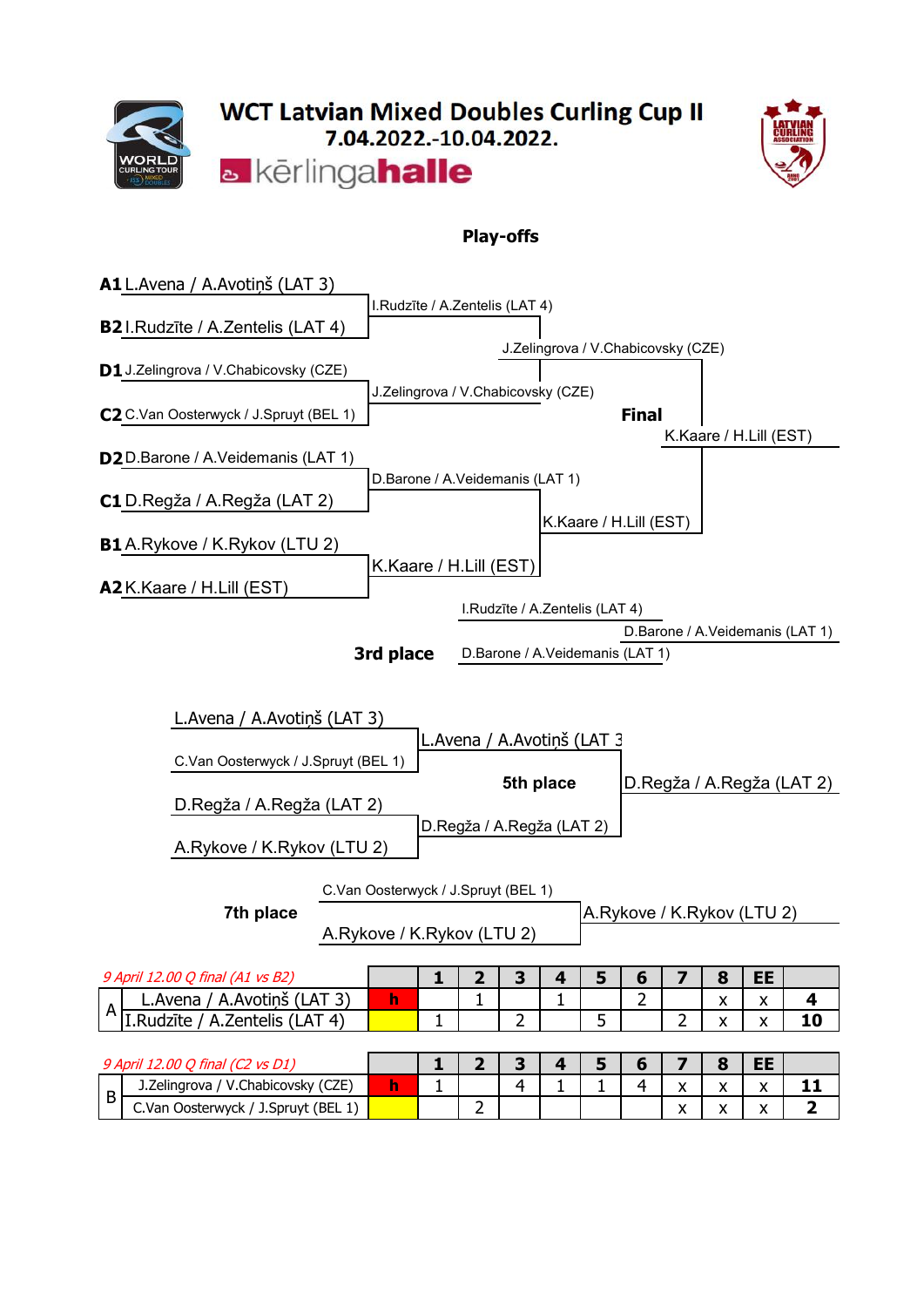# WCT Latvian Mixed Doubles Curling Cup II

7.04.2022.-10.04.2022.

kērlingahalle

## Play-offs

**A1** L.Avena / A.Avotiņš (LAT 3)
**B2** I.Rudzīte / A.Zentelis (LAT 4)
**D1** J.Zelingrova / V.Chabicovsky (CZE)
**C2** C.Van Oosterwyck / J.Spruyt (BEL 1)
**D2** D.Barone / A.Veidemanis (LAT 1)
**C1** D.Regža / A.Regža (LAT 2)
**B1** A.Rykove / K.Rykov (LTU 2)
**A2** K.Kaare / H.Lill (EST)

Quarterfinal winners:
- I.Rudzīte / A.Zentelis (LAT 4)
- J.Zelingrova / V.Chabicovsky (CZE)
- D.Barone / A.Veidemanis (LAT 1)
- K.Kaare / H.Lill (EST)

Semifinal winners:
- J.Zelingrova / V.Chabicovsky (CZE)
- K.Kaare / H.Lill (EST)

**Final**

K.Kaare / H.Lill (EST)

**3rd place**

I.Rudzīte / A.Zentelis (LAT 4)
D.Barone / A.Veidemanis (LAT 1)

D.Barone / A.Veidemanis (LAT 1)

L.Avena / A.Avotiņš (LAT 3)
C.Van Oosterwyck / J.Spruyt (BEL 1)
D.Regža / A.Regža (LAT 2)
A.Rykove / K.Rykov (LTU 2)

L.Avena / A.Avotiņš (LAT 3
D.Regža / A.Regža (LAT 2)

**5th place**

D.Regža / A.Regža (LAT 2)

**7th place**

C.Van Oosterwyck / J.Spruyt (BEL 1)
A.Rykove / K.Rykov (LTU 2)

A.Rykove / K.Rykov (LTU 2)

*9 April 12.00 Q final (A1 vs B2)*

| | | | 1 | 2 | 3 | 4 | 5 | 6 | 7 | 8 | EE | |
|---|---|---|---|---|---|---|---|---|---|---|---|---|
| A | L.Avena / A.Avotiņš (LAT 3) | h | | 1 | | 1 | | 2 | | x | x | 4 |
| | I.Rudzīte / A.Zentelis (LAT 4) | | 1 | | 2 | | 5 | | 2 | x | x | 10 |

*9 April 12.00 Q final (C2 vs D1)*

| | | | 1 | 2 | 3 | 4 | 5 | 6 | 7 | 8 | EE | |
|---|---|---|---|---|---|---|---|---|---|---|---|---|
| B | J.Zelingrova / V.Chabicovsky (CZE) | h | 1 | | 4 | 1 | 1 | 4 | x | x | x | 11 |
| | C.Van Oosterwyck / J.Spruyt (BEL 1) | | | 2 | | | | | x | x | x | 2 |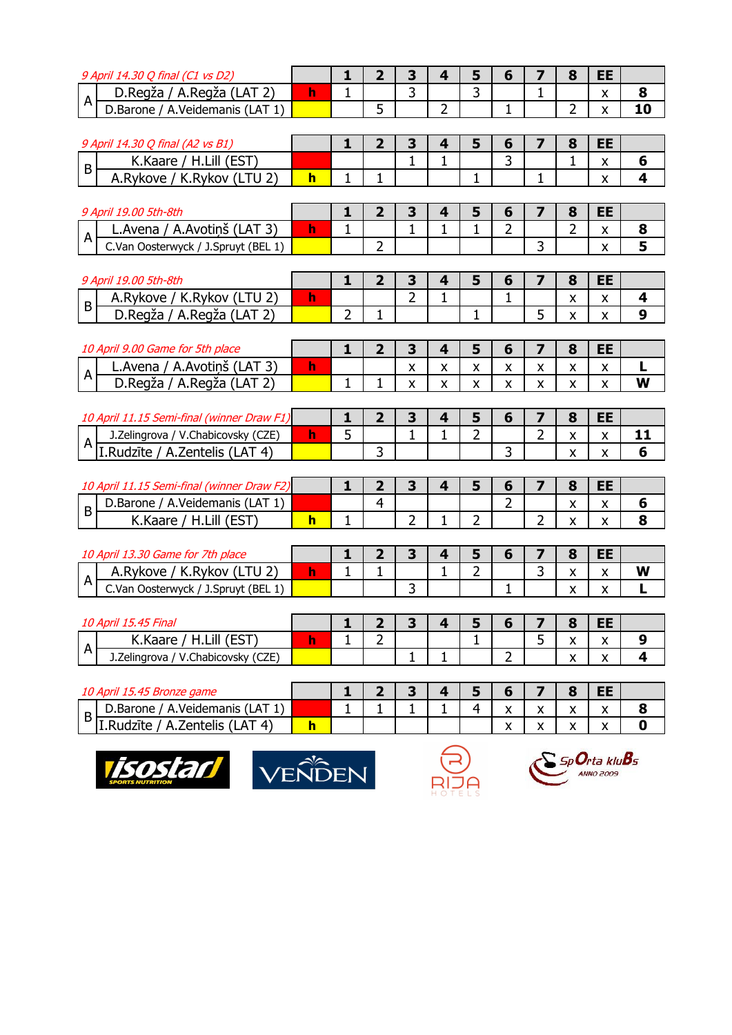| 9 April 14.30 Q final (C1 vs D2) | | | | 1 | 2 | 3 | 4 | 5 | 6 | 7 | 8 | EE | |
|---|---|---|---|---|---|---|---|---|---|---|---|---|---|
| A | D.Regža / A.Regža (LAT 2) | h | | 1 | | 3 | | 3 | | 1 | | x | 8 |
| | D.Barone / A.Veidemanis (LAT 1) | | | | 5 | | 2 | | 1 | | 2 | x | 10 |

| 9 April 14.30 Q final (A2 vs B1) | | | 1 | 2 | 3 | 4 | 5 | 6 | 7 | 8 | EE | |
|---|---|---|---|---|---|---|---|---|---|---|---|---|
| B | K.Kaare / H.Lill (EST) | | | | 1 | 1 | | 3 | | 1 | x | 6 |
| | A.Rykove / K.Rykov (LTU 2) | h | 1 | 1 | | | 1 | | 1 | | x | 4 |

| 9 April 19.00 5th-8th | | | 1 | 2 | 3 | 4 | 5 | 6 | 7 | 8 | EE | |
|---|---|---|---|---|---|---|---|---|---|---|---|---|
| A | L.Avena / A.Avotiņš (LAT 3) | h | 1 | | 1 | 1 | 1 | 2 | | 2 | x | 8 |
| | C.Van Oosterwyck / J.Spruyt (BEL 1) | | | 2 | | | | | 3 | | x | 5 |

| 9 April 19.00 5th-8th | | | 1 | 2 | 3 | 4 | 5 | 6 | 7 | 8 | EE | |
|---|---|---|---|---|---|---|---|---|---|---|---|---|
| B | A.Rykove / K.Rykov (LTU 2) | h | | | 2 | 1 | | 1 | | x | x | 4 |
| | D.Regža / A.Regža (LAT 2) | | 2 | 1 | | | 1 | | 5 | x | x | 9 |

| 10 April 9.00 Game for 5th place | | | 1 | 2 | 3 | 4 | 5 | 6 | 7 | 8 | EE | |
|---|---|---|---|---|---|---|---|---|---|---|---|---|
| A | L.Avena / A.Avotiņš (LAT 3) | h | | | x | x | x | x | x | x | x | L |
| | D.Regža / A.Regža (LAT 2) | | 1 | 1 | x | x | x | x | x | x | x | W |

| 10 April 11.15 Semi-final (winner Draw F1) | | | 1 | 2 | 3 | 4 | 5 | 6 | 7 | 8 | EE | |
|---|---|---|---|---|---|---|---|---|---|---|---|---|
| A | J.Zelingrova / V.Chabicovsky (CZE) | h | 5 | | 1 | 1 | 2 | | 2 | x | x | 11 |
| | I.Rudzīte / A.Zentelis (LAT 4) | | | 3 | | | | 3 | | x | x | 6 |

| 10 April 11.15 Semi-final (winner Draw F2) | | | 1 | 2 | 3 | 4 | 5 | 6 | 7 | 8 | EE | |
|---|---|---|---|---|---|---|---|---|---|---|---|---|
| B | D.Barone / A.Veidemanis (LAT 1) | | | 4 | | | | 2 | | x | x | 6 |
| | K.Kaare / H.Lill (EST) | h | 1 | | 2 | 1 | 2 | | 2 | x | x | 8 |

| 10 April 13.30 Game for 7th place | | | 1 | 2 | 3 | 4 | 5 | 6 | 7 | 8 | EE | |
|---|---|---|---|---|---|---|---|---|---|---|---|---|
| A | A.Rykove / K.Rykov (LTU 2) | h | 1 | 1 | | 1 | 2 | | 3 | x | x | W |
| | C.Van Oosterwyck / J.Spruyt (BEL 1) | | | | 3 | | | 1 | | x | x | L |

| 10 April 15.45 Final | | | 1 | 2 | 3 | 4 | 5 | 6 | 7 | 8 | EE | |
|---|---|---|---|---|---|---|---|---|---|---|---|---|
| A | K.Kaare / H.Lill (EST) | h | 1 | 2 | | | 1 | | 5 | x | x | 9 |
| | J.Zelingrova / V.Chabicovsky (CZE) | | | | 1 | 1 | | 2 | | x | x | 4 |

| 10 April 15.45 Bronze game | | | 1 | 2 | 3 | 4 | 5 | 6 | 7 | 8 | EE | |
|---|---|---|---|---|---|---|---|---|---|---|---|---|
| B | D.Barone / A.Veidemanis (LAT 1) | | 1 | 1 | 1 | 1 | 4 | x | x | x | x | 8 |
| | I.Rudzīte / A.Zentelis (LAT 4) | h | | | | | | x | x | x | x | 0 |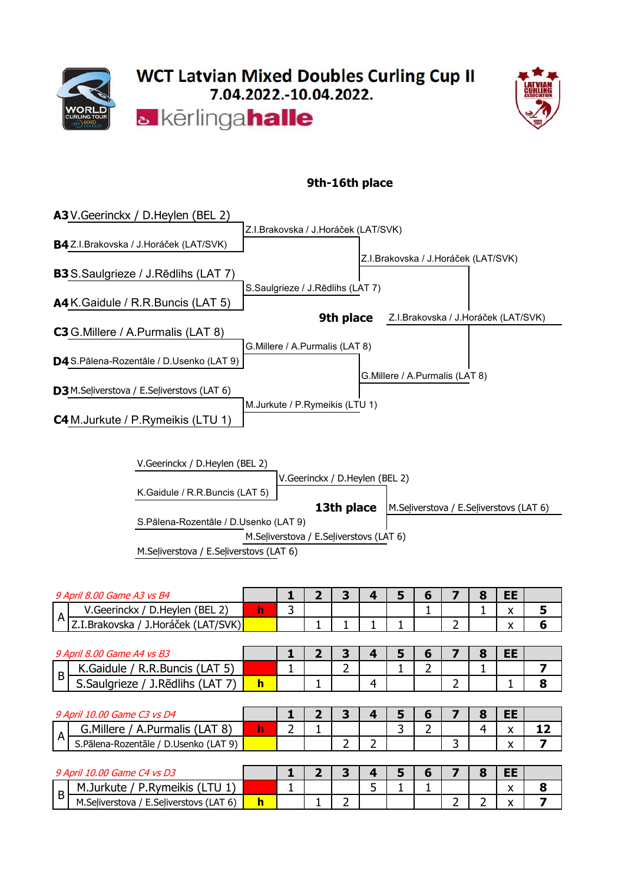# WCT Latvian Mixed Doubles Curling Cup II

7.04.2022.-10.04.2022.

kērlingahalle

## 9th-16th place

**A3** V.Geerinckx / D.Heylen (BEL 2)
**B4** Z.I.Brakovska / J.Horáček (LAT/SVK)
**B3** S.Saulgrieze / J.Rēdlihs (LAT 7)
**A4** K.Gaidule / R.R.Buncis (LAT 5)
**C3** G.Millere / A.Purmalis (LAT 8)
**D4** S.Pālena-Rozentāle / D.Usenko (LAT 9)
**D3** M.Seļiverstova / E.Seļiverstovs (LAT 6)
**C4** M.Jurkute / P.Rymeikis (LTU 1)

Round 2:
- Z.I.Brakovska / J.Horáček (LAT/SVK)
- S.Saulgrieze / J.Rēdlihs (LAT 7)
- G.Millere / A.Purmalis (LAT 8)
- M.Jurkute / P.Rymeikis (LTU 1)

Semifinal winners:
- Z.I.Brakovska / J.Horáček (LAT/SVK)
- G.Millere / A.Purmalis (LAT 8)

**9th place** Z.I.Brakovska / J.Horáček (LAT/SVK)

13th place bracket:
- V.Geerinckx / D.Heylen (BEL 2)
- K.Gaidule / R.R.Buncis (LAT 5)
- S.Pālena-Rozentāle / D.Usenko (LAT 9)
- M.Seļiverstova / E.Seļiverstovs (LAT 6)

Winners:
- V.Geerinckx / D.Heylen (BEL 2)
- M.Seļiverstova / E.Seļiverstovs (LAT 6)

**13th place** M.Seļiverstova / E.Seļiverstovs (LAT 6)

*9 April 8.00 Game A3 vs B4*

| Sheet | Team | Hammer | 1 | 2 | 3 | 4 | 5 | 6 | 7 | 8 | EE | Total |
|---|---|---|---|---|---|---|---|---|---|---|---|---|
| A | V.Geerinckx / D.Heylen (BEL 2) | h | 3 | | | | | 1 | | 1 | x | **5** |
| | Z.I.Brakovska / J.Horáček (LAT/SVK) | | | 1 | 1 | 1 | 1 | | 2 | | x | **6** |

*9 April 8.00 Game A4 vs B3*

| Sheet | Team | Hammer | 1 | 2 | 3 | 4 | 5 | 6 | 7 | 8 | EE | Total |
|---|---|---|---|---|---|---|---|---|---|---|---|---|
| B | K.Gaidule / R.R.Buncis (LAT 5) | | 1 | | 2 | | 1 | 2 | | 1 | | **7** |
| | S.Saulgrieze / J.Rēdlihs (LAT 7) | h | | 1 | | 4 | | | 2 | | 1 | **8** |

*9 April 10.00 Game C3 vs D4*

| Sheet | Team | Hammer | 1 | 2 | 3 | 4 | 5 | 6 | 7 | 8 | EE | Total |
|---|---|---|---|---|---|---|---|---|---|---|---|---|
| A | G.Millere / A.Purmalis (LAT 8) | h | 2 | 1 | | | 3 | 2 | | 4 | x | **12** |
| | S.Pālena-Rozentāle / D.Usenko (LAT 9) | | | | 2 | 2 | | | 3 | | x | **7** |

*9 April 10.00 Game C4 vs D3*

| Sheet | Team | Hammer | 1 | 2 | 3 | 4 | 5 | 6 | 7 | 8 | EE | Total |
|---|---|---|---|---|---|---|---|---|---|---|---|---|
| B | M.Jurkute / P.Rymeikis (LTU 1) | | 1 | | | 5 | 1 | 1 | | | x | **8** |
| | M.Seļiverstova / E.Seļiverstovs (LAT 6) | h | | 1 | 2 | | | | 2 | 2 | x | **7** |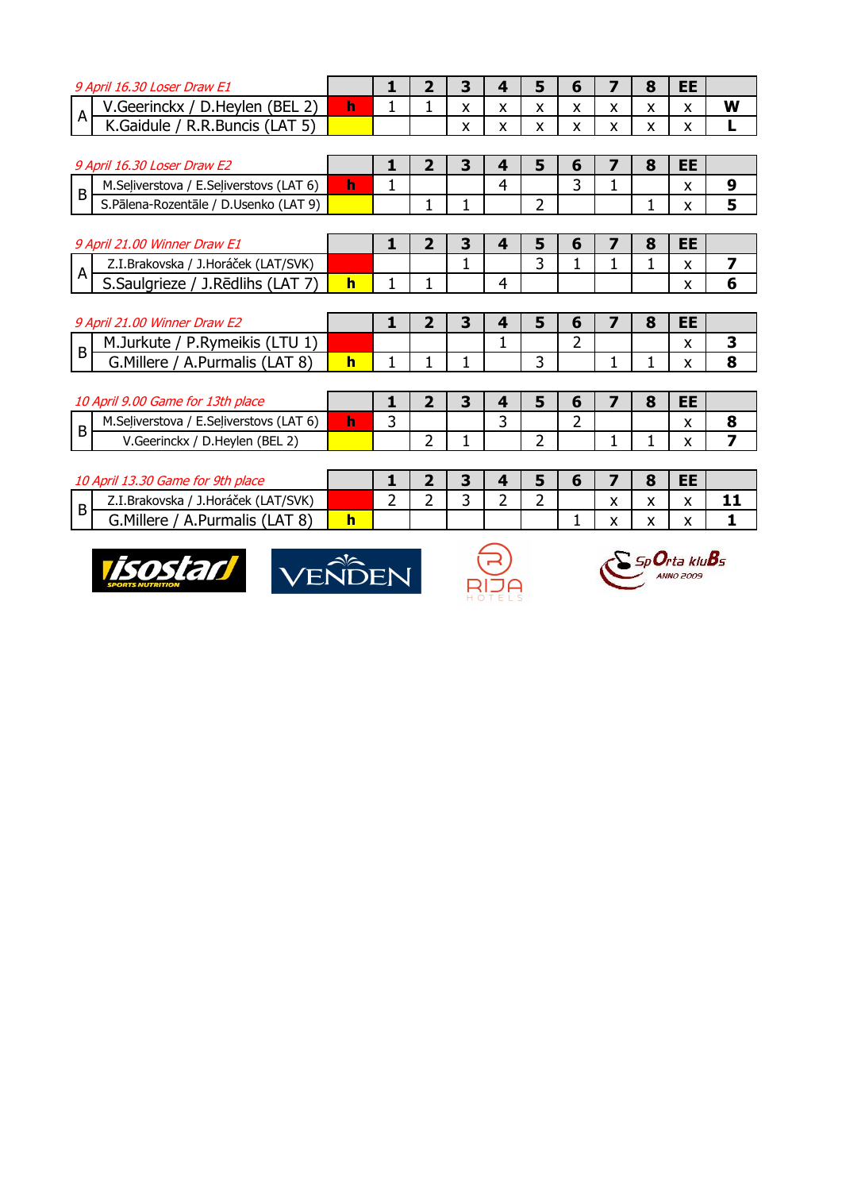| *9 April 16.30 Loser Draw E1* | | | 1 | 2 | 3 | 4 | 5 | 6 | 7 | 8 | EE | |
|---|---|---|---|---|---|---|---|---|---|---|---|---|
| A | V.Geerinckx / D.Heylen (BEL 2) | h | 1 | 1 | x | x | x | x | x | x | x | **W** |
| | K.Gaidule / R.R.Buncis (LAT 5) | | | | x | x | x | x | x | x | x | **L** |

| *9 April 16.30 Loser Draw E2* | | | 1 | 2 | 3 | 4 | 5 | 6 | 7 | 8 | EE | |
|---|---|---|---|---|---|---|---|---|---|---|---|---|
| B | M.Seļiverstova / E.Seļiverstovs (LAT 6) | h | 1 | | | 4 | | 3 | 1 | | x | **9** |
| | S.Pālena-Rozentāle / D.Usenko (LAT 9) | | | 1 | 1 | | 2 | | | 1 | x | **5** |

| *9 April 21.00 Winner Draw E1* | | | 1 | 2 | 3 | 4 | 5 | 6 | 7 | 8 | EE | |
|---|---|---|---|---|---|---|---|---|---|---|---|---|
| A | Z.I.Brakovska / J.Horáček (LAT/SVK) | | | | 1 | | 3 | 1 | 1 | 1 | x | **7** |
| | S.Saulgrieze / J.Rēdlihs (LAT 7) | h | 1 | 1 | | 4 | | | | | x | **6** |

| *9 April 21.00 Winner Draw E2* | | | 1 | 2 | 3 | 4 | 5 | 6 | 7 | 8 | EE | |
|---|---|---|---|---|---|---|---|---|---|---|---|---|
| B | M.Jurkute / P.Rymeikis (LTU 1) | | | | | 1 | | 2 | | | x | **3** |
| | G.Millere / A.Purmalis (LAT 8) | h | 1 | 1 | 1 | | 3 | | 1 | 1 | x | **8** |

| *10 April 9.00 Game for 13th place* | | | 1 | 2 | 3 | 4 | 5 | 6 | 7 | 8 | EE | |
|---|---|---|---|---|---|---|---|---|---|---|---|---|
| B | M.Seļiverstova / E.Seļiverstovs (LAT 6) | h | 3 | | | 3 | | 2 | | | x | **8** |
| | V.Geerinckx / D.Heylen (BEL 2) | | | 2 | 1 | | 2 | | 1 | 1 | x | **7** |

| *10 April 13.30 Game for 9th place* | | | 1 | 2 | 3 | 4 | 5 | 6 | 7 | 8 | EE | |
|---|---|---|---|---|---|---|---|---|---|---|---|---|
| B | Z.I.Brakovska / J.Horáček (LAT/SVK) | | 2 | 2 | 3 | 2 | 2 | | x | x | x | **11** |
| | G.Millere / A.Purmalis (LAT 8) | h | | | | | | 1 | x | x | x | **1** |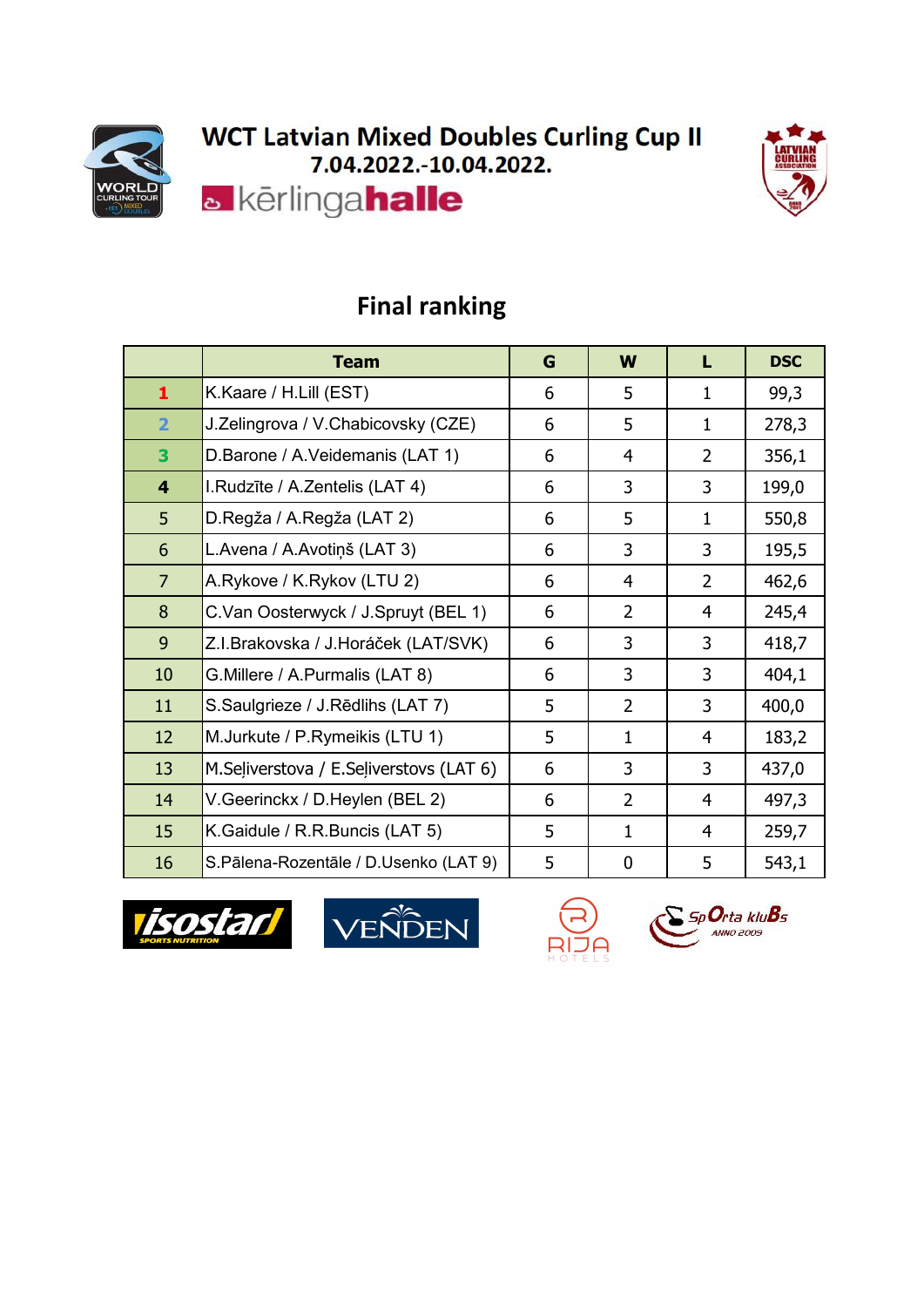# WCT Latvian Mixed Doubles Curling Cup II

7.04.2022.-10.04.2022.

kērlingahalle

## Final ranking

| | Team | G | W | L | DSC |
|---|---|---|---|---|---|
| 1 | K.Kaare / H.Lill (EST) | 6 | 5 | 1 | 99,3 |
| 2 | J.Zelingrova / V.Chabicovsky (CZE) | 6 | 5 | 1 | 278,3 |
| 3 | D.Barone / A.Veidemanis (LAT 1) | 6 | 4 | 2 | 356,1 |
| 4 | I.Rudzīte / A.Zentelis (LAT 4) | 6 | 3 | 3 | 199,0 |
| 5 | D.Regža / A.Regža (LAT 2) | 6 | 5 | 1 | 550,8 |
| 6 | L.Avena / A.Avotiņš (LAT 3) | 6 | 3 | 3 | 195,5 |
| 7 | A.Rykove / K.Rykov (LTU 2) | 6 | 4 | 2 | 462,6 |
| 8 | C.Van Oosterwyck / J.Spruyt (BEL 1) | 6 | 2 | 4 | 245,4 |
| 9 | Z.I.Brakovska / J.Horáček (LAT/SVK) | 6 | 3 | 3 | 418,7 |
| 10 | G.Millere / A.Purmalis (LAT 8) | 6 | 3 | 3 | 404,1 |
| 11 | S.Saulgrieze / J.Rēdlihs (LAT 7) | 5 | 2 | 3 | 400,0 |
| 12 | M.Jurkute / P.Rymeikis (LTU 1) | 5 | 1 | 4 | 183,2 |
| 13 | M.Seļiverstova / E.Seļiverstovs (LAT 6) | 6 | 3 | 3 | 437,0 |
| 14 | V.Geerinckx / D.Heylen (BEL 2) | 6 | 2 | 4 | 497,3 |
| 15 | K.Gaidule / R.R.Buncis (LAT 5) | 5 | 1 | 4 | 259,7 |
| 16 | S.Pālena-Rozentāle / D.Usenko (LAT 9) | 5 | 0 | 5 | 543,1 |